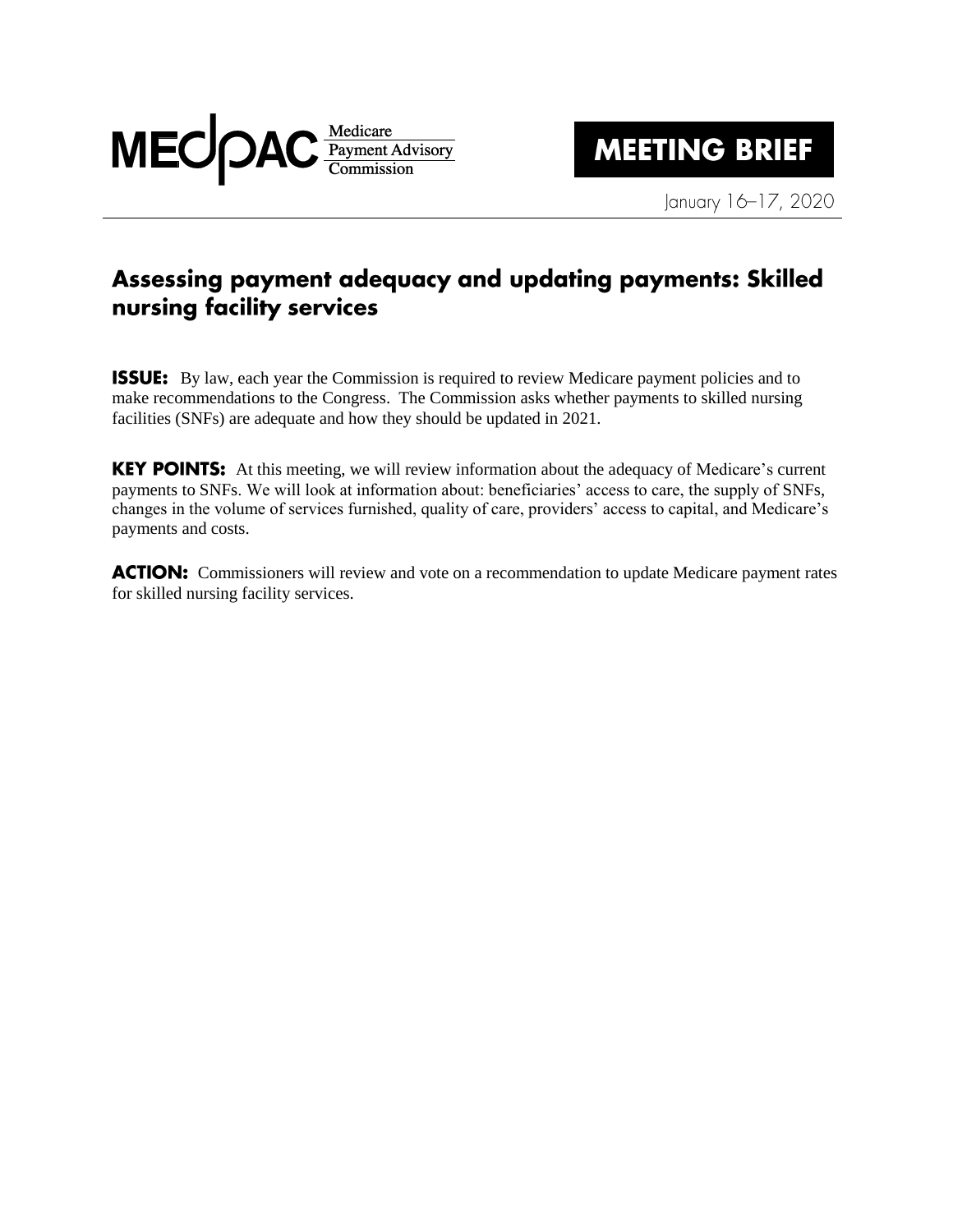MEDPAC Medicare Payment Advisory Commission

**MEETING BRIEF**

January 16–17, 2020

# Assessing payment adequacy and updating payments: Skilled nursing facility services

**ISSUE:** By law, each year the Commission is required to review Medicare payment policies and to make recommendations to the Congress. The Commission asks whether payments to skilled nursing facilities (SNFs) are adequate and how they should be updated in 2021.

**KEY POINTS:** At this meeting, we will review information about the adequacy of Medicare's current payments to SNFs. We will look at information about: beneficiaries' access to care, the supply of SNFs, changes in the volume of services furnished, quality of care, providers' access to capital, and Medicare's payments and costs.

**ACTION:** Commissioners will review and vote on a recommendation to update Medicare payment rates for skilled nursing facility services.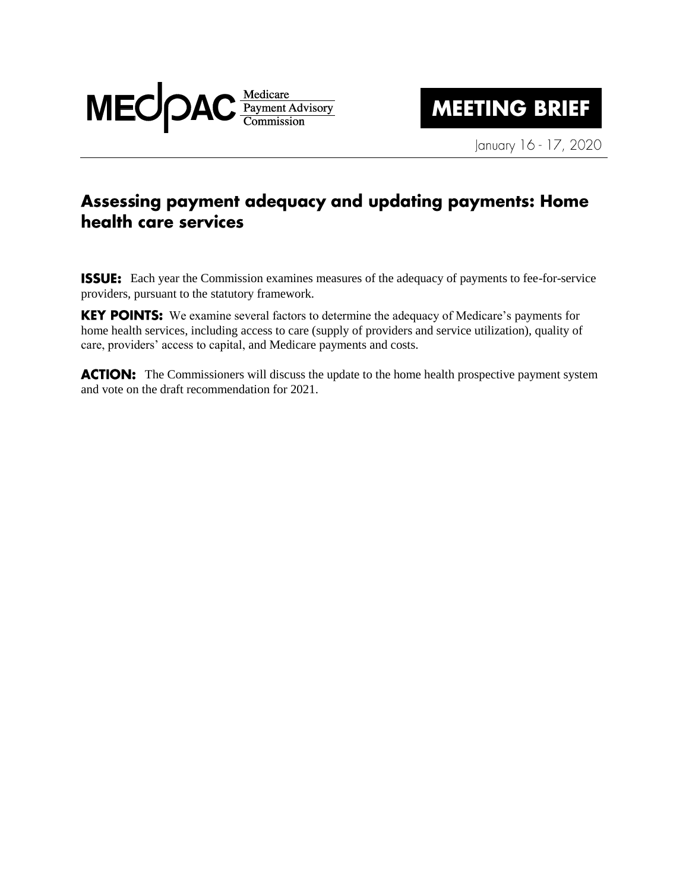MEDPAC Medicare Payment Advisory Commission

**MEETING BRIEF**

January 16 - 17, 2020

## Assessing payment adequacy and updating payments: Home health care services

**ISSUE:** Each year the Commission examines measures of the adequacy of payments to fee-for-service providers, pursuant to the statutory framework.

**KEY POINTS:** We examine several factors to determine the adequacy of Medicare's payments for home health services, including access to care (supply of providers and service utilization), quality of care, providers' access to capital, and Medicare payments and costs.

**ACTION:** The Commissioners will discuss the update to the home health prospective payment system and vote on the draft recommendation for 2021.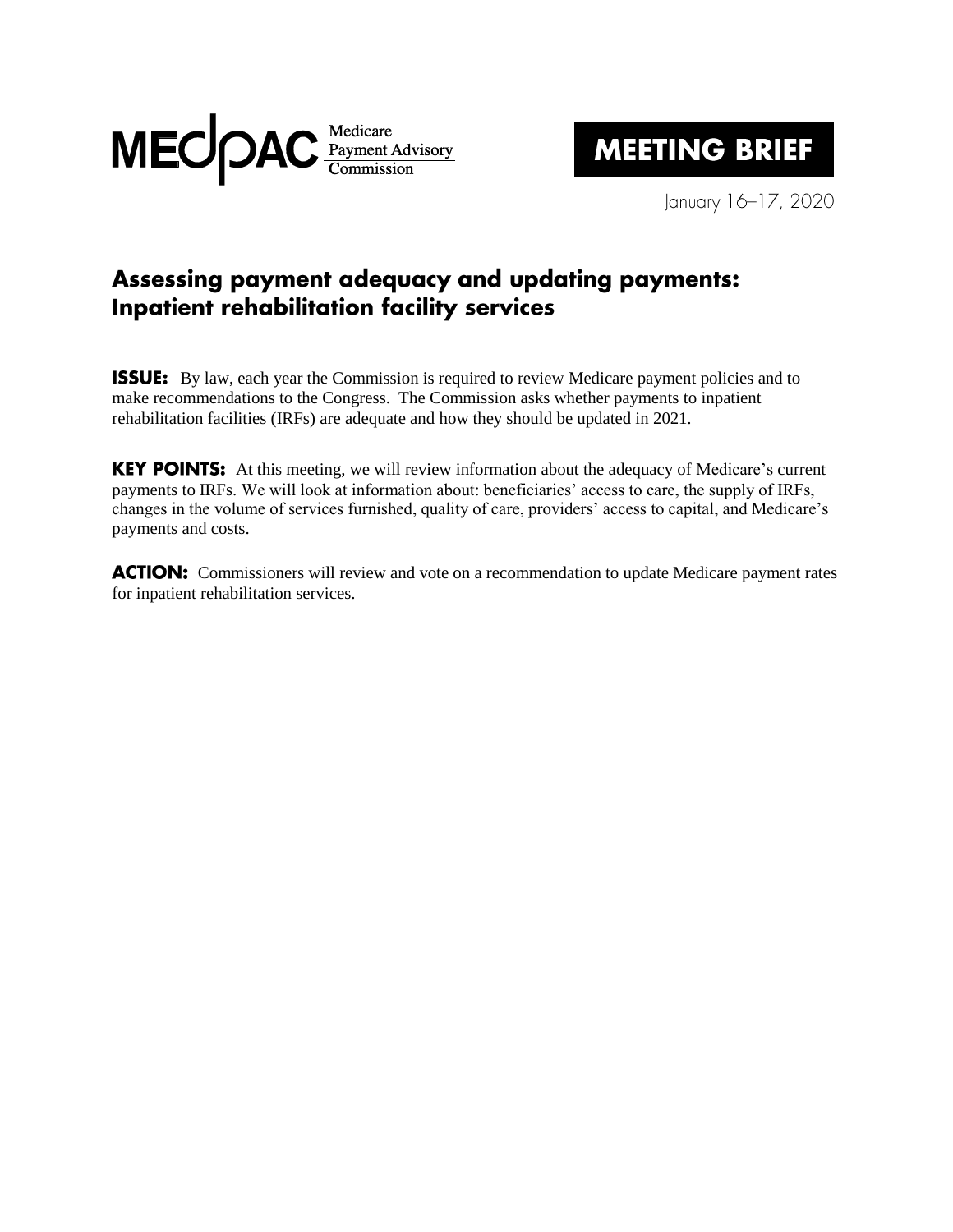**MEDPAC** Medicare Payment Advisory Commission

# MEETING BRIEF

January 16–17, 2020

## Assessing payment adequacy and updating payments: Inpatient rehabilitation facility services

**ISSUE:** By law, each year the Commission is required to review Medicare payment policies and to make recommendations to the Congress. The Commission asks whether payments to inpatient rehabilitation facilities (IRFs) are adequate and how they should be updated in 2021.

**KEY POINTS:** At this meeting, we will review information about the adequacy of Medicare's current payments to IRFs. We will look at information about: beneficiaries' access to care, the supply of IRFs, changes in the volume of services furnished, quality of care, providers' access to capital, and Medicare's payments and costs.

**ACTION:** Commissioners will review and vote on a recommendation to update Medicare payment rates for inpatient rehabilitation services.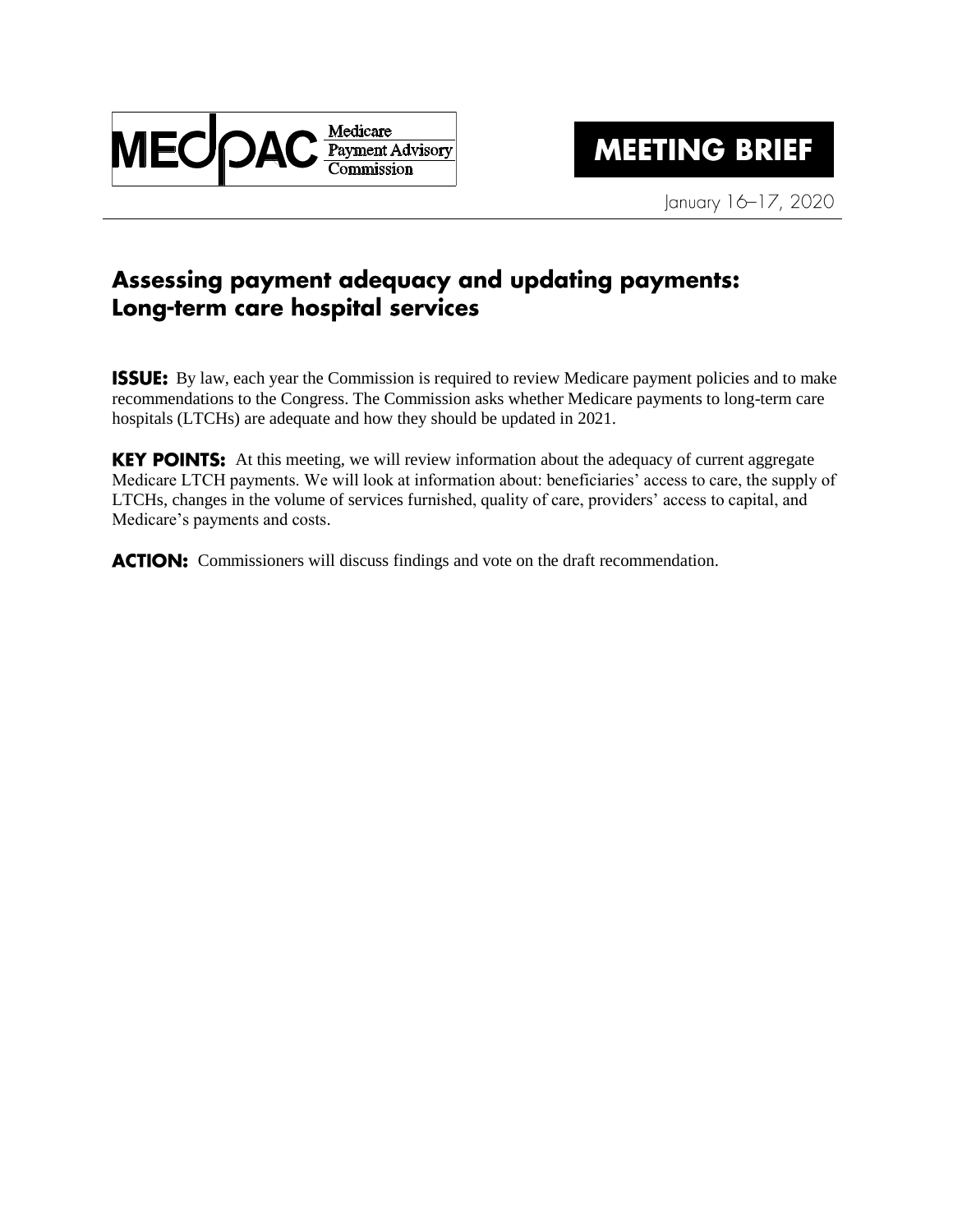MEDPAC Medicare Payment Advisory Commission

# MEETING BRIEF

January 16–17, 2020

## Assessing payment adequacy and updating payments: Long-term care hospital services

**ISSUE:** By law, each year the Commission is required to review Medicare payment policies and to make recommendations to the Congress. The Commission asks whether Medicare payments to long-term care hospitals (LTCHs) are adequate and how they should be updated in 2021.

**KEY POINTS:** At this meeting, we will review information about the adequacy of current aggregate Medicare LTCH payments. We will look at information about: beneficiaries' access to care, the supply of LTCHs, changes in the volume of services furnished, quality of care, providers' access to capital, and Medicare's payments and costs.

**ACTION:** Commissioners will discuss findings and vote on the draft recommendation.